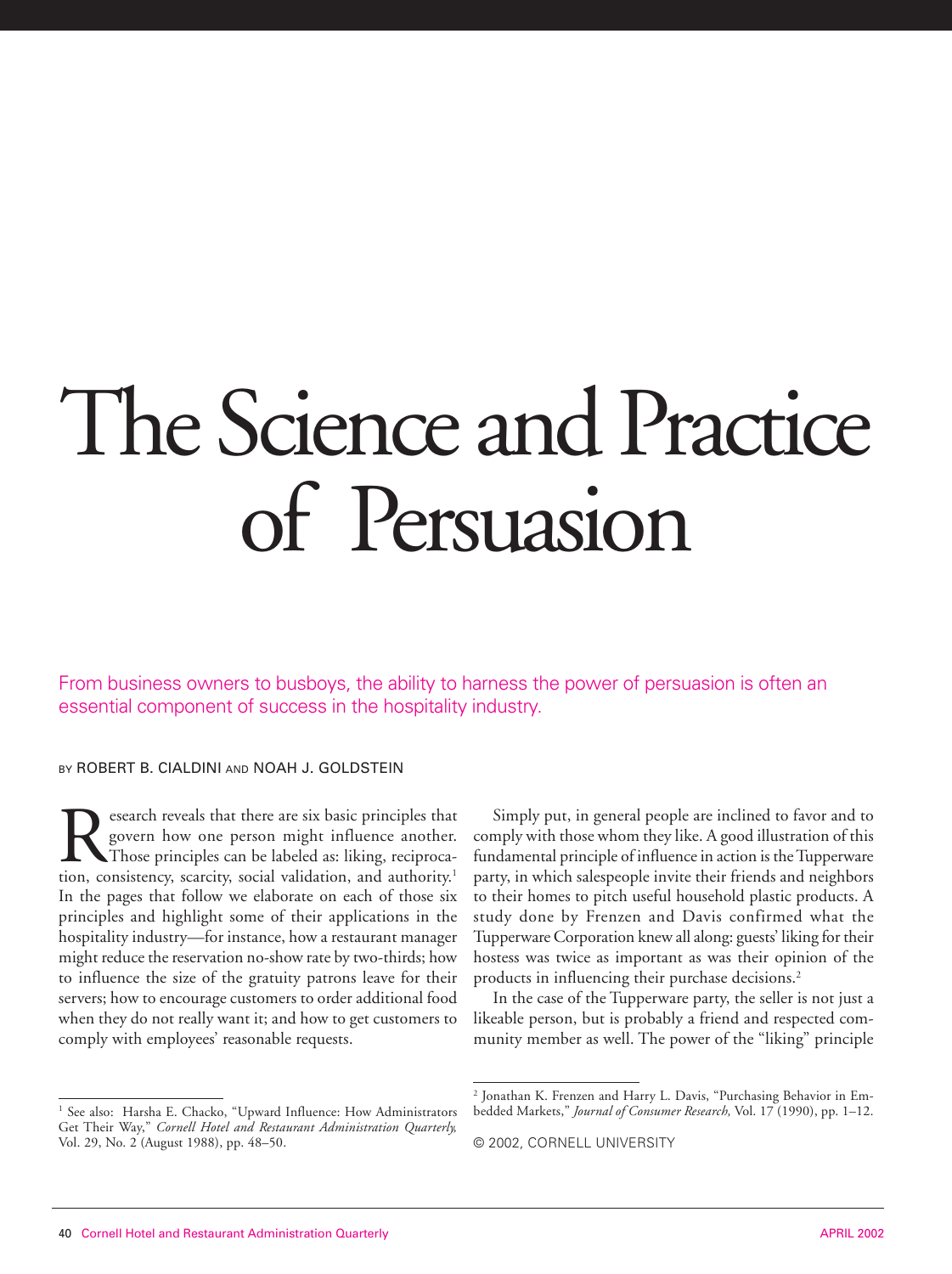# The Science and Practice of Persuasion

From business owners to busboys, the ability to harness the power of persuasion is often an essential component of success in the hospitality industry.

BY ROBERT B. CIALDINI AND NOAH J. GOLDSTEIN

Research reveals that there are six basic principles that govern how one person might influence another. Those principles can be labeled as: liking, reciprocation, consistency, scarcity, social validation, and authority.[1] In the pages that follow we elaborate on each of those six principles and highlight some of their applications in the hospitality industry—for instance, how a restaurant manager might reduce the reservation no-show rate by two-thirds; how to influence the size of the gratuity patrons leave for their servers; how to encourage customers to order additional food when they do not really want it; and how to get customers to comply with employees' reasonable requests.

Simply put, in general people are inclined to favor and to comply with those whom they like. A good illustration of this fundamental principle of influence in action is the Tupperware party, in which salespeople invite their friends and neighbors to their homes to pitch useful household plastic products. A study done by Frenzen and Davis confirmed what the Tupperware Corporation knew all along: guests' liking for their hostess was twice as important as was their opinion of the products in influencing their purchase decisions.[2]

In the case of the Tupperware party, the seller is not just a likeable person, but is probably a friend and respected community member as well. The power of the "liking" principle

[1] See also: Harsha E. Chacko, "Upward Influence: How Administrators Get Their Way," *Cornell Hotel and Restaurant Administration Quarterly,* Vol. 29, No. 2 (August 1988), pp. 48–50.

[2] Jonathan K. Frenzen and Harry L. Davis, "Purchasing Behavior in Embedded Markets," *Journal of Consumer Research,* Vol. 17 (1990), pp. 1–12.

© 2002, CORNELL UNIVERSITY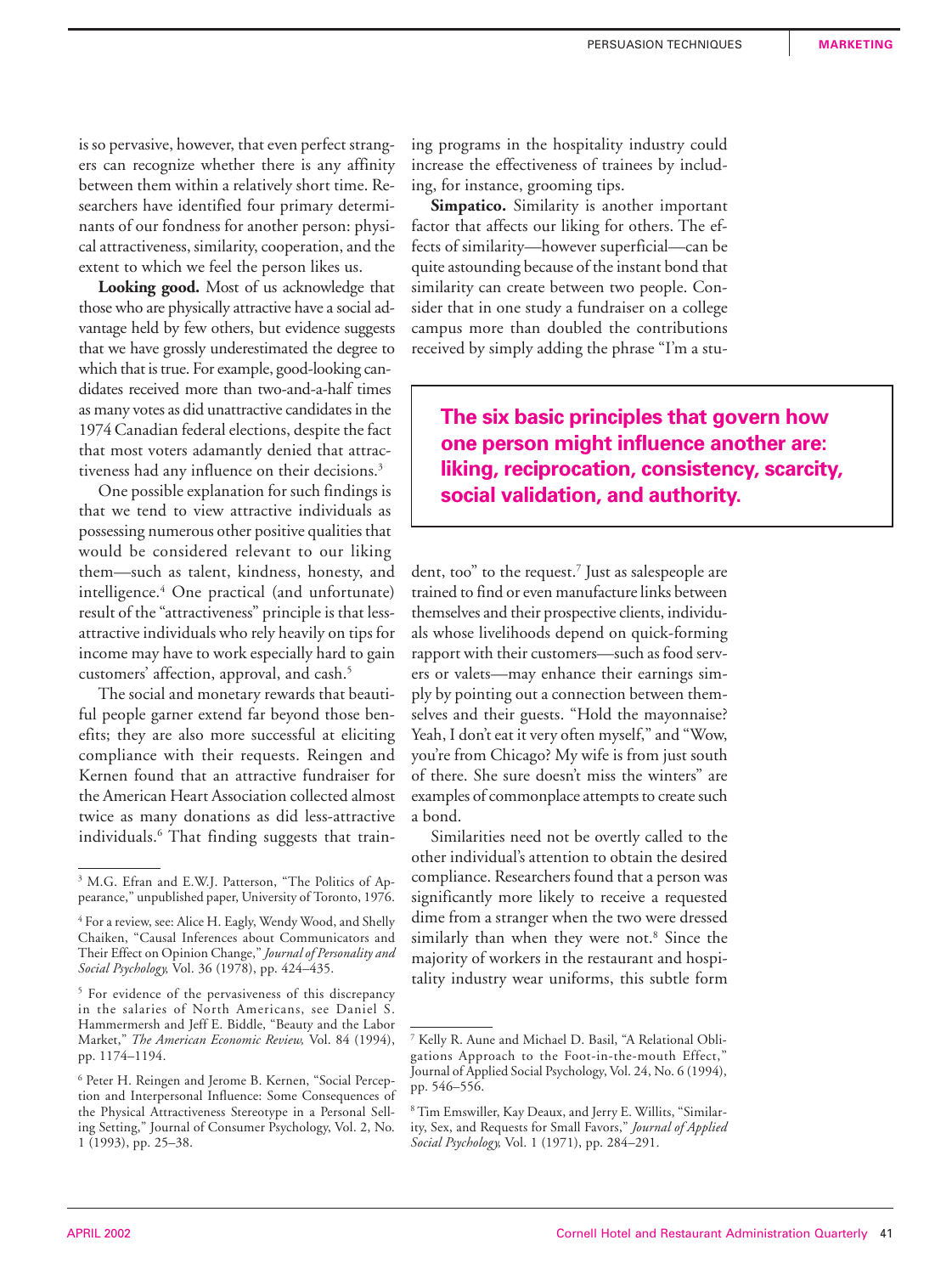is so pervasive, however, that even perfect strangers can recognize whether there is any affinity between them within a relatively short time. Researchers have identified four primary determinants of our fondness for another person: physical attractiveness, similarity, cooperation, and the extent to which we feel the person likes us.

**Looking good.** Most of us acknowledge that those who are physically attractive have a social advantage held by few others, but evidence suggests that we have grossly underestimated the degree to which that is true. For example, good-looking candidates received more than two-and-a-half times as many votes as did unattractive candidates in the 1974 Canadian federal elections, despite the fact that most voters adamantly denied that attractiveness had any influence on their decisions.[3]

One possible explanation for such findings is that we tend to view attractive individuals as possessing numerous other positive qualities that would be considered relevant to our liking them—such as talent, kindness, honesty, and intelligence.[4] One practical (and unfortunate) result of the "attractiveness" principle is that less-attractive individuals who rely heavily on tips for income may have to work especially hard to gain customers' affection, approval, and cash.[5]

The social and monetary rewards that beautiful people garner extend far beyond those benefits; they are also more successful at eliciting compliance with their requests. Reingen and Kernen found that an attractive fundraiser for the American Heart Association collected almost twice as many donations as did less-attractive individuals.[6] That finding suggests that training programs in the hospitality industry could increase the effectiveness of trainees by including, for instance, grooming tips.

**Simpatico.** Similarity is another important factor that affects our liking for others. The effects of similarity—however superficial—can be quite astounding because of the instant bond that similarity can create between two people. Consider that in one study a fundraiser on a college campus more than doubled the contributions received by simply adding the phrase "I'm a student, too" to the request.[7] Just as salespeople are trained to find or even manufacture links between themselves and their prospective clients, individuals whose livelihoods depend on quick-forming rapport with their customers—such as food servers or valets—may enhance their earnings simply by pointing out a connection between themselves and their guests. "Hold the mayonnaise? Yeah, I don't eat it very often myself," and "Wow, you're from Chicago? My wife is from just south of there. She sure doesn't miss the winters" are examples of commonplace attempts to create such a bond.

**The six basic principles that govern how one person might influence another are: liking, reciprocation, consistency, scarcity, social validation, and authority.**

Similarities need not be overtly called to the other individual's attention to obtain the desired compliance. Researchers found that a person was significantly more likely to receive a requested dime from a stranger when the two were dressed similarly than when they were not.[8] Since the majority of workers in the restaurant and hospitality industry wear uniforms, this subtle form

---

[3] M.G. Efran and E.W.J. Patterson, "The Politics of Appearance," unpublished paper, University of Toronto, 1976.

[4] For a review, see: Alice H. Eagly, Wendy Wood, and Shelly Chaiken, "Causal Inferences about Communicators and Their Effect on Opinion Change," *Journal of Personality and Social Psychology,* Vol. 36 (1978), pp. 424–435.

[5] For evidence of the pervasiveness of this discrepancy in the salaries of North Americans, see Daniel S. Hammermersh and Jeff E. Biddle, "Beauty and the Labor Market," *The American Economic Review,* Vol. 84 (1994), pp. 1174–1194.

[6] Peter H. Reingen and Jerome B. Kernen, "Social Perception and Interpersonal Influence: Some Consequences of the Physical Attractiveness Stereotype in a Personal Selling Setting," Journal of Consumer Psychology, Vol. 2, No. 1 (1993), pp. 25–38.

[7] Kelly R. Aune and Michael D. Basil, "A Relational Obligations Approach to the Foot-in-the-mouth Effect," Journal of Applied Social Psychology, Vol. 24, No. 6 (1994), pp. 546–556.

[8] Tim Emswiller, Kay Deaux, and Jerry E. Willits, "Similarity, Sex, and Requests for Small Favors," *Journal of Applied Social Psychology,* Vol. 1 (1971), pp. 284–291.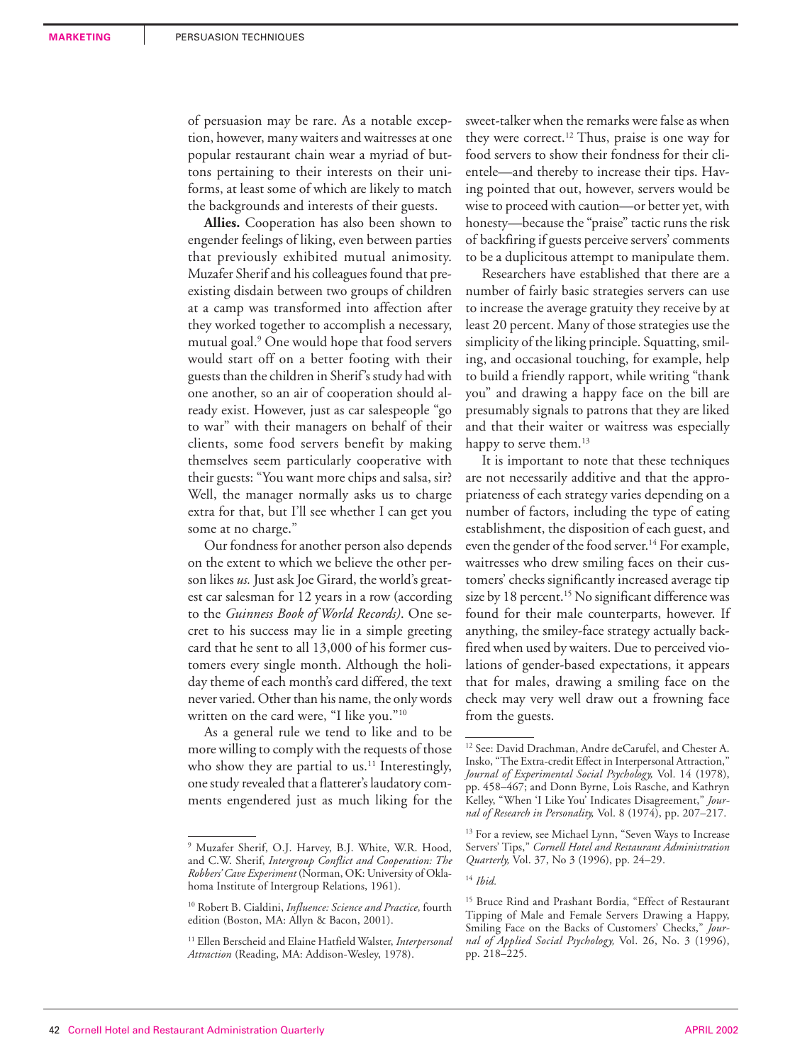of persuasion may be rare. As a notable exception, however, many waiters and waitresses at one popular restaurant chain wear a myriad of buttons pertaining to their interests on their uniforms, at least some of which are likely to match the backgrounds and interests of their guests.

**Allies.** Cooperation has also been shown to engender feelings of liking, even between parties that previously exhibited mutual animosity. Muzafer Sherif and his colleagues found that preexisting disdain between two groups of children at a camp was transformed into affection after they worked together to accomplish a necessary, mutual goal.[9] One would hope that food servers would start off on a better footing with their guests than the children in Sherif's study had with one another, so an air of cooperation should already exist. However, just as car salespeople "go to war" with their managers on behalf of their clients, some food servers benefit by making themselves seem particularly cooperative with their guests: "You want more chips and salsa, sir? Well, the manager normally asks us to charge extra for that, but I'll see whether I can get you some at no charge."

Our fondness for another person also depends on the extent to which we believe the other person likes *us.* Just ask Joe Girard, the world's greatest car salesman for 12 years in a row (according to the *Guinness Book of World Records)*. One secret to his success may lie in a simple greeting card that he sent to all 13,000 of his former customers every single month. Although the holiday theme of each month's card differed, the text never varied. Other than his name, the only words written on the card were, "I like you."[10]

As a general rule we tend to like and to be more willing to comply with the requests of those who show they are partial to us.[11] Interestingly, one study revealed that a flatterer's laudatory comments engendered just as much liking for the sweet-talker when the remarks were false as when they were correct.[12] Thus, praise is one way for food servers to show their fondness for their clientele—and thereby to increase their tips. Having pointed that out, however, servers would be wise to proceed with caution—or better yet, with honesty—because the "praise" tactic runs the risk of backfiring if guests perceive servers' comments to be a duplicitous attempt to manipulate them.

Researchers have established that there are a number of fairly basic strategies servers can use to increase the average gratuity they receive by at least 20 percent. Many of those strategies use the simplicity of the liking principle. Squatting, smiling, and occasional touching, for example, help to build a friendly rapport, while writing "thank you" and drawing a happy face on the bill are presumably signals to patrons that they are liked and that their waiter or waitress was especially happy to serve them.[13]

It is important to note that these techniques are not necessarily additive and that the appropriateness of each strategy varies depending on a number of factors, including the type of eating establishment, the disposition of each guest, and even the gender of the food server.[14] For example, waitresses who drew smiling faces on their customers' checks significantly increased average tip size by 18 percent.[15] No significant difference was found for their male counterparts, however. If anything, the smiley-face strategy actually backfired when used by waiters. Due to perceived violations of gender-based expectations, it appears that for males, drawing a smiling face on the check may very well draw out a frowning face from the guests.

---

[9] Muzafer Sherif, O.J. Harvey, B.J. White, W.R. Hood, and C.W. Sherif, *Intergroup Conflict and Cooperation: The Robbers' Cave Experiment* (Norman, OK: University of Oklahoma Institute of Intergroup Relations, 1961).

[10] Robert B. Cialdini, *Influence: Science and Practice,* fourth edition (Boston, MA: Allyn & Bacon, 2001).

[11] Ellen Berscheid and Elaine Hatfield Walster, *Interpersonal Attraction* (Reading, MA: Addison-Wesley, 1978).

[12] See: David Drachman, Andre deCarufel, and Chester A. Insko, "The Extra-credit Effect in Interpersonal Attraction," *Journal of Experimental Social Psychology,* Vol. 14 (1978), pp. 458–467; and Donn Byrne, Lois Rasche, and Kathryn Kelley, "When 'I Like You' Indicates Disagreement," *Journal of Research in Personality,* Vol. 8 (1974), pp. 207–217.

[13] For a review, see Michael Lynn, "Seven Ways to Increase Servers' Tips," *Cornell Hotel and Restaurant Administration Quarterly,* Vol. 37, No 3 (1996), pp. 24–29.

[14] *Ibid.*

[15] Bruce Rind and Prashant Bordia, "Effect of Restaurant Tipping of Male and Female Servers Drawing a Happy, Smiling Face on the Backs of Customers' Checks," *Journal of Applied Social Psychology,* Vol. 26, No. 3 (1996), pp. 218–225.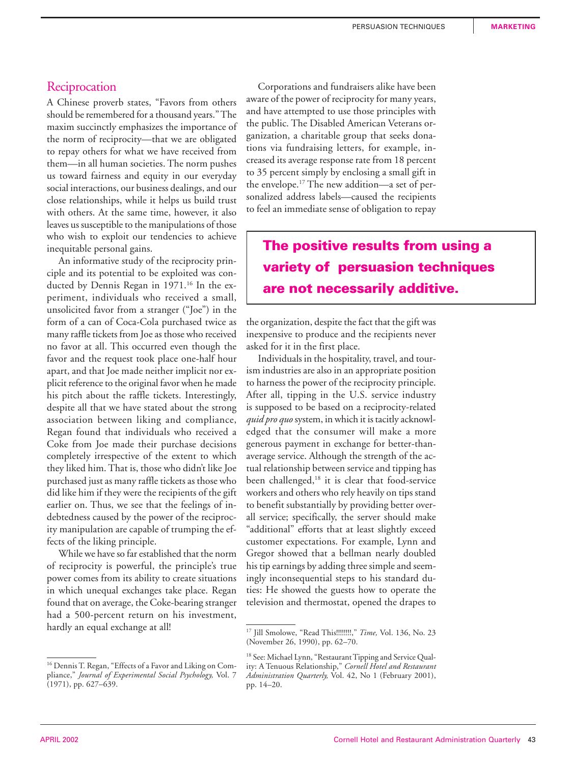## Reciprocation

A Chinese proverb states, "Favors from others should be remembered for a thousand years." The maxim succinctly emphasizes the importance of the norm of reciprocity—that we are obligated to repay others for what we have received from them—in all human societies. The norm pushes us toward fairness and equity in our everyday social interactions, our business dealings, and our close relationships, while it helps us build trust with others. At the same time, however, it also leaves us susceptible to the manipulations of those who wish to exploit our tendencies to achieve inequitable personal gains.

An informative study of the reciprocity principle and its potential to be exploited was conducted by Dennis Regan in 1971.[16] In the experiment, individuals who received a small, unsolicited favor from a stranger ("Joe") in the form of a can of Coca-Cola purchased twice as many raffle tickets from Joe as those who received no favor at all. This occurred even though the favor and the request took place one-half hour apart, and that Joe made neither implicit nor explicit reference to the original favor when he made his pitch about the raffle tickets. Interestingly, despite all that we have stated about the strong association between liking and compliance, Regan found that individuals who received a Coke from Joe made their purchase decisions completely irrespective of the extent to which they liked him. That is, those who didn't like Joe purchased just as many raffle tickets as those who did like him if they were the recipients of the gift earlier on. Thus, we see that the feelings of indebtedness caused by the power of the reciprocity manipulation are capable of trumping the effects of the liking principle.

While we have so far established that the norm of reciprocity is powerful, the principle's true power comes from its ability to create situations in which unequal exchanges take place. Regan found that on average, the Coke-bearing stranger had a 500-percent return on his investment, hardly an equal exchange at all!

Corporations and fundraisers alike have been aware of the power of reciprocity for many years, and have attempted to use those principles with the public. The Disabled American Veterans organization, a charitable group that seeks donations via fundraising letters, for example, increased its average response rate from 18 percent to 35 percent simply by enclosing a small gift in the envelope.[17] The new addition—a set of personalized address labels—caused the recipients to feel an immediate sense of obligation to repay the organization, despite the fact that the gift was inexpensive to produce and the recipients never asked for it in the first place.

**The positive results from using a variety of persuasion techniques are not necessarily additive.**

Individuals in the hospitality, travel, and tourism industries are also in an appropriate position to harness the power of the reciprocity principle. After all, tipping in the U.S. service industry is supposed to be based on a reciprocity-related *quid pro quo* system, in which it is tacitly acknowledged that the consumer will make a more generous payment in exchange for better-than-average service. Although the strength of the actual relationship between service and tipping has been challenged,[18] it is clear that food-service workers and others who rely heavily on tips stand to benefit substantially by providing better overall service; specifically, the server should make "additional" efforts that at least slightly exceed customer expectations. For example, Lynn and Gregor showed that a bellman nearly doubled his tip earnings by adding three simple and seemingly inconsequential steps to his standard duties: He showed the guests how to operate the television and thermostat, opened the drapes to

---

[16] Dennis T. Regan, "Effects of a Favor and Liking on Compliance," *Journal of Experimental Social Psychology,* Vol. 7 (1971), pp. 627–639.

[17] Jill Smolowe, "Read This!!!!!!!!," *Time,* Vol. 136, No. 23 (November 26, 1990), pp. 62–70.

[18] See: Michael Lynn, "Restaurant Tipping and Service Quality: A Tenuous Relationship," *Cornell Hotel and Restaurant Administration Quarterly,* Vol. 42, No 1 (February 2001), pp. 14–20.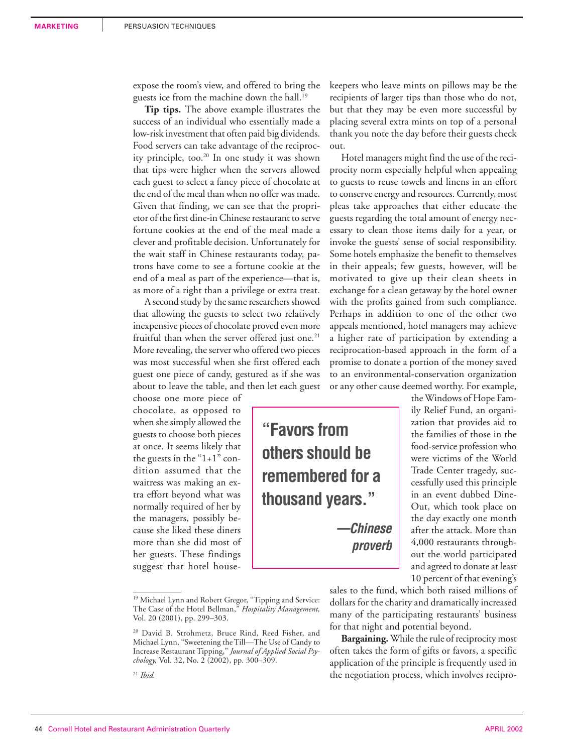expose the room's view, and offered to bring the guests ice from the machine down the hall.[19]

**Tip tips.** The above example illustrates the success of an individual who essentially made a low-risk investment that often paid big dividends. Food servers can take advantage of the reciprocity principle, too.[20] In one study it was shown that tips were higher when the servers allowed each guest to select a fancy piece of chocolate at the end of the meal than when no offer was made. Given that finding, we can see that the proprietor of the first dine-in Chinese restaurant to serve fortune cookies at the end of the meal made a clever and profitable decision. Unfortunately for the wait staff in Chinese restaurants today, patrons have come to see a fortune cookie at the end of a meal as part of the experience—that is, as more of a right than a privilege or extra treat.

A second study by the same researchers showed that allowing the guests to select two relatively inexpensive pieces of chocolate proved even more fruitful than when the server offered just one.[21] More revealing, the server who offered two pieces was most successful when she first offered each guest one piece of candy, gestured as if she was about to leave the table, and then let each guest choose one more piece of chocolate, as opposed to when she simply allowed the guests to choose both pieces at once. It seems likely that the guests in the "1+1" condition assumed that the waitress was making an extra effort beyond what was normally required of her by the managers, possibly because she liked these diners more than she did most of her guests. These findings suggest that hotel housekeepers who leave mints on pillows may be the recipients of larger tips than those who do not, but that they may be even more successful by placing several extra mints on top of a personal thank you note the day before their guests check out.

> **"Favors from others should be remembered for a thousand years."**
>
> *—Chinese proverb*

Hotel managers might find the use of the reciprocity norm especially helpful when appealing to guests to reuse towels and linens in an effort to conserve energy and resources. Currently, most pleas take approaches that either educate the guests regarding the total amount of energy necessary to clean those items daily for a year, or invoke the guests' sense of social responsibility. Some hotels emphasize the benefit to themselves in their appeals; few guests, however, will be motivated to give up their clean sheets in exchange for a clean getaway by the hotel owner with the profits gained from such compliance. Perhaps in addition to one of the other two appeals mentioned, hotel managers may achieve a higher rate of participation by extending a reciprocation-based approach in the form of a promise to donate a portion of the money saved to an environmental-conservation organization or any other cause deemed worthy. For example, the Windows of Hope Family Relief Fund, an organization that provides aid to the families of those in the food-service profession who were victims of the World Trade Center tragedy, successfully used this principle in an event dubbed Dine-Out, which took place on the day exactly one month after the attack. More than 4,000 restaurants throughout the world participated and agreed to donate at least 10 percent of that evening's sales to the fund, which both raised millions of dollars for the charity and dramatically increased many of the participating restaurants' business for that night and potential beyond.

**Bargaining.** While the rule of reciprocity most often takes the form of gifts or favors, a specific application of the principle is frequently used in the negotiation process, which involves recipro-

---

[19] Michael Lynn and Robert Gregor, "Tipping and Service: The Case of the Hotel Bellman," *Hospitality Management,* Vol. 20 (2001), pp. 299–303.

[20] David B. Strohmetz, Bruce Rind, Reed Fisher, and Michael Lynn, "Sweetening the Till—The Use of Candy to Increase Restaurant Tipping," *Journal of Applied Social Psychology,* Vol. 32, No. 2 (2002), pp. 300–309.

[21] *Ibid.*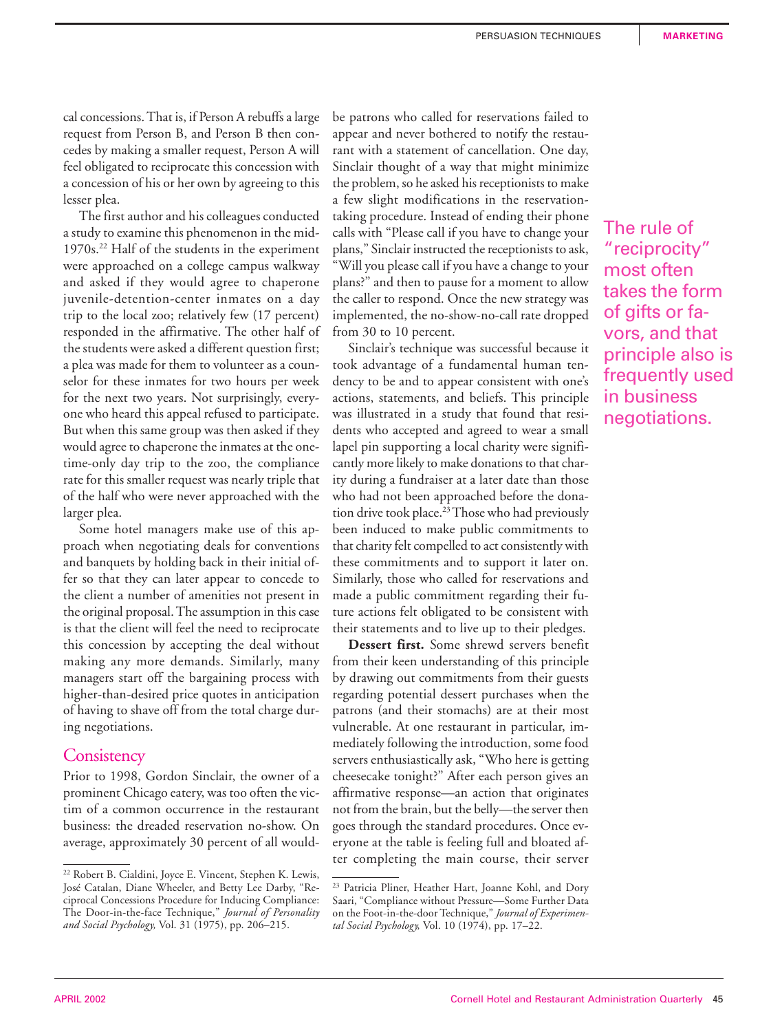cal concessions. That is, if Person A rebuffs a large request from Person B, and Person B then concedes by making a smaller request, Person A will feel obligated to reciprocate this concession with a concession of his or her own by agreeing to this lesser plea.

The first author and his colleagues conducted a study to examine this phenomenon in the mid-1970s.[22] Half of the students in the experiment were approached on a college campus walkway and asked if they would agree to chaperone juvenile-detention-center inmates on a day trip to the local zoo; relatively few (17 percent) responded in the affirmative. The other half of the students were asked a different question first; a plea was made for them to volunteer as a counselor for these inmates for two hours per week for the next two years. Not surprisingly, everyone who heard this appeal refused to participate. But when this same group was then asked if they would agree to chaperone the inmates at the one-time-only day trip to the zoo, the compliance rate for this smaller request was nearly triple that of the half who were never approached with the larger plea.

Some hotel managers make use of this approach when negotiating deals for conventions and banquets by holding back in their initial offer so that they can later appear to concede to the client a number of amenities not present in the original proposal. The assumption in this case is that the client will feel the need to reciprocate this concession by accepting the deal without making any more demands. Similarly, many managers start off the bargaining process with higher-than-desired price quotes in anticipation of having to shave off from the total charge during negotiations.

## Consistency

Prior to 1998, Gordon Sinclair, the owner of a prominent Chicago eatery, was too often the victim of a common occurrence in the restaurant business: the dreaded reservation no-show. On average, approximately 30 percent of all would-be patrons who called for reservations failed to appear and never bothered to notify the restaurant with a statement of cancellation. One day, Sinclair thought of a way that might minimize the problem, so he asked his receptionists to make a few slight modifications in the reservation-taking procedure. Instead of ending their phone calls with "Please call if you have to change your plans," Sinclair instructed the receptionists to ask, "Will you please call if you have a change to your plans?" and then to pause for a moment to allow the caller to respond. Once the new strategy was implemented, the no-show-no-call rate dropped from 30 to 10 percent.

Sinclair's technique was successful because it took advantage of a fundamental human tendency to be and to appear consistent with one's actions, statements, and beliefs. This principle was illustrated in a study that found that residents who accepted and agreed to wear a small lapel pin supporting a local charity were significantly more likely to make donations to that charity during a fundraiser at a later date than those who had not been approached before the donation drive took place.[23] Those who had previously been induced to make public commitments to that charity felt compelled to act consistently with these commitments and to support it later on. Similarly, those who called for reservations and made a public commitment regarding their future actions felt obligated to be consistent with their statements and to live up to their pledges.

**Dessert first.** Some shrewd servers benefit from their keen understanding of this principle by drawing out commitments from their guests regarding potential dessert purchases when the patrons (and their stomachs) are at their most vulnerable. At one restaurant in particular, immediately following the introduction, some food servers enthusiastically ask, "Who here is getting cheesecake tonight?" After each person gives an affirmative response—an action that originates not from the brain, but the belly—the server then goes through the standard procedures. Once everyone at the table is feeling full and bloated after completing the main course, their server

> The rule of "reciprocity" most often takes the form of gifts or favors, and that principle also is frequently used in business negotiations.

---

[22] Robert B. Cialdini, Joyce E. Vincent, Stephen K. Lewis, José Catalan, Diane Wheeler, and Betty Lee Darby, "Reciprocal Concessions Procedure for Inducing Compliance: The Door-in-the-face Technique," *Journal of Personality and Social Psychology,* Vol. 31 (1975), pp. 206–215.

[23] Patricia Pliner, Heather Hart, Joanne Kohl, and Dory Saari, "Compliance without Pressure—Some Further Data on the Foot-in-the-door Technique," *Journal of Experimental Social Psychology,* Vol. 10 (1974), pp. 17–22.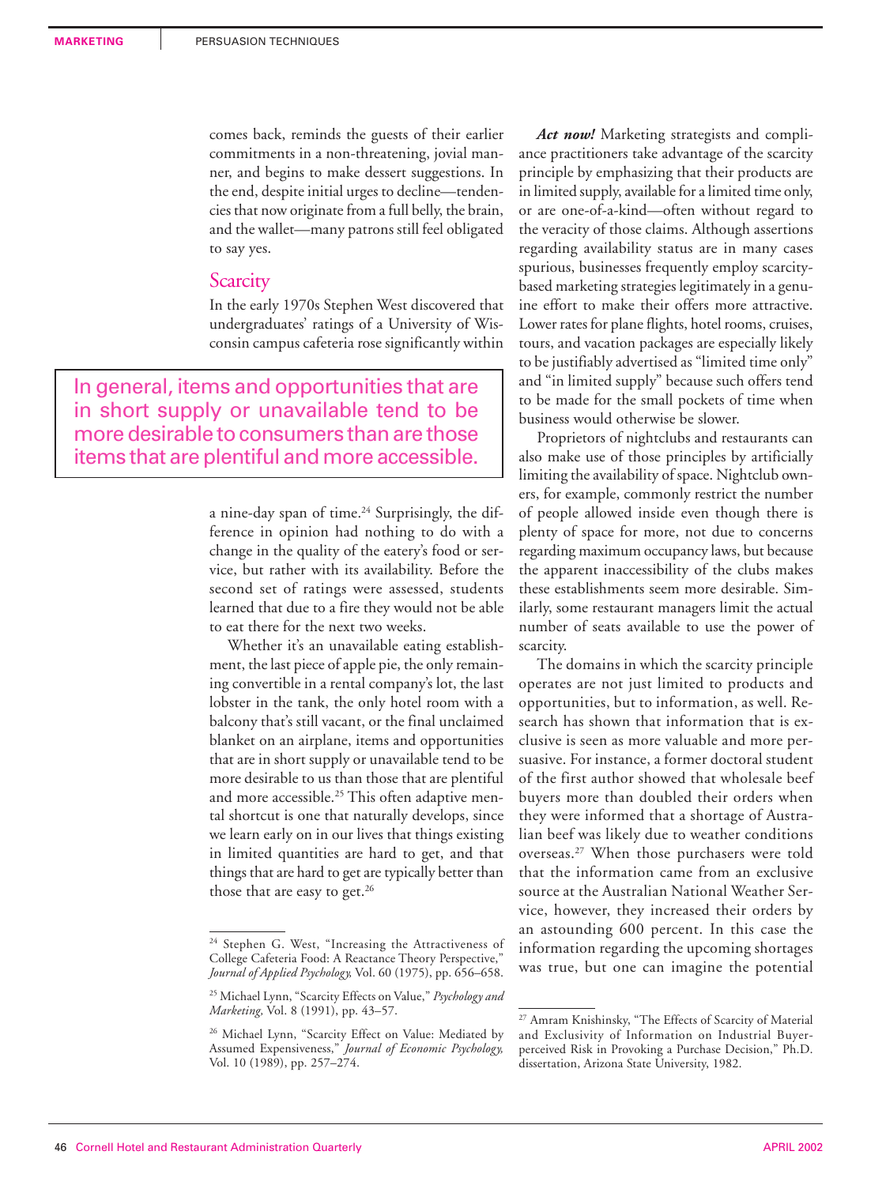comes back, reminds the guests of their earlier commitments in a non-threatening, jovial manner, and begins to make dessert suggestions. In the end, despite initial urges to decline—tendencies that now originate from a full belly, the brain, and the wallet—many patrons still feel obligated to say yes.

## Scarcity

In the early 1970s Stephen West discovered that undergraduates' ratings of a University of Wisconsin campus cafeteria rose significantly within a nine-day span of time.[24] Surprisingly, the difference in opinion had nothing to do with a change in the quality of the eatery's food or service, but rather with its availability. Before the second set of ratings were assessed, students learned that due to a fire they would not be able to eat there for the next two weeks.

> In general, items and opportunities that are in short supply or unavailable tend to be more desirable to consumers than are those items that are plentiful and more accessible.

Whether it's an unavailable eating establishment, the last piece of apple pie, the only remaining convertible in a rental company's lot, the last lobster in the tank, the only hotel room with a balcony that's still vacant, or the final unclaimed blanket on an airplane, items and opportunities that are in short supply or unavailable tend to be more desirable to us than those that are plentiful and more accessible.[25] This often adaptive mental shortcut is one that naturally develops, since we learn early on in our lives that things existing in limited quantities are hard to get, and that things that are hard to get are typically better than those that are easy to get.[26]

***Act now!*** Marketing strategists and compliance practitioners take advantage of the scarcity principle by emphasizing that their products are in limited supply, available for a limited time only, or are one-of-a-kind—often without regard to the veracity of those claims. Although assertions regarding availability status are in many cases spurious, businesses frequently employ scarcity-based marketing strategies legitimately in a genuine effort to make their offers more attractive. Lower rates for plane flights, hotel rooms, cruises, tours, and vacation packages are especially likely to be justifiably advertised as "limited time only" and "in limited supply" because such offers tend to be made for the small pockets of time when business would otherwise be slower.

Proprietors of nightclubs and restaurants can also make use of those principles by artificially limiting the availability of space. Nightclub owners, for example, commonly restrict the number of people allowed inside even though there is plenty of space for more, not due to concerns regarding maximum occupancy laws, but because the apparent inaccessibility of the clubs makes these establishments seem more desirable. Similarly, some restaurant managers limit the actual number of seats available to use the power of scarcity.

The domains in which the scarcity principle operates are not just limited to products and opportunities, but to information, as well. Research has shown that information that is exclusive is seen as more valuable and more persuasive. For instance, a former doctoral student of the first author showed that wholesale beef buyers more than doubled their orders when they were informed that a shortage of Australian beef was likely due to weather conditions overseas.[27] When those purchasers were told that the information came from an exclusive source at the Australian National Weather Service, however, they increased their orders by an astounding 600 percent. In this case the information regarding the upcoming shortages was true, but one can imagine the potential

---

[24] Stephen G. West, "Increasing the Attractiveness of College Cafeteria Food: A Reactance Theory Perspective," *Journal of Applied Psychology,* Vol. 60 (1975), pp. 656–658.

[25] Michael Lynn, "Scarcity Effects on Value," *Psychology and Marketing,* Vol. 8 (1991), pp. 43–57.

[26] Michael Lynn, "Scarcity Effect on Value: Mediated by Assumed Expensiveness," *Journal of Economic Psychology,* Vol. 10 (1989), pp. 257–274.

[27] Amram Knishinsky, "The Effects of Scarcity of Material and Exclusivity of Information on Industrial Buyer-perceived Risk in Provoking a Purchase Decision," Ph.D. dissertation, Arizona State University, 1982.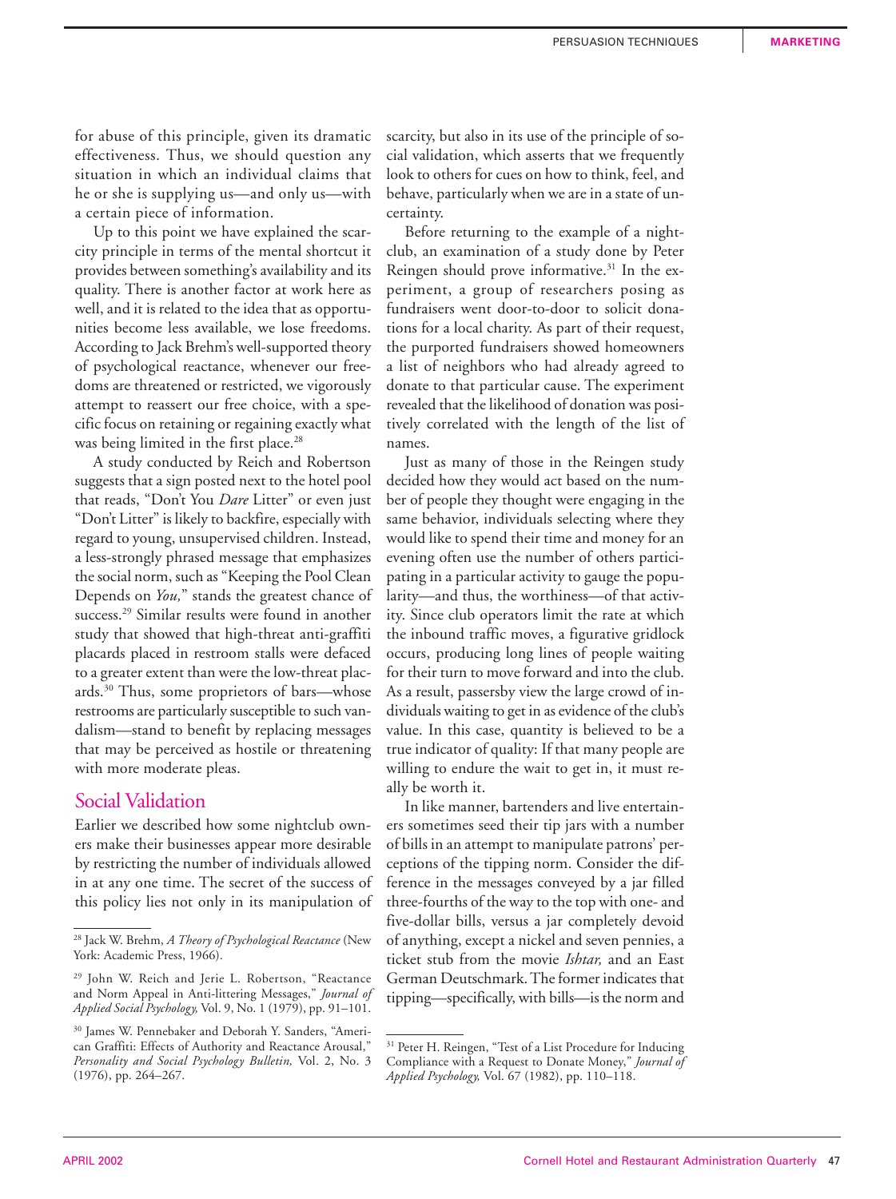for abuse of this principle, given its dramatic effectiveness. Thus, we should question any situation in which an individual claims that he or she is supplying us—and only us—with a certain piece of information.

Up to this point we have explained the scarcity principle in terms of the mental shortcut it provides between something's availability and its quality. There is another factor at work here as well, and it is related to the idea that as opportunities become less available, we lose freedoms. According to Jack Brehm's well-supported theory of psychological reactance, whenever our freedoms are threatened or restricted, we vigorously attempt to reassert our free choice, with a specific focus on retaining or regaining exactly what was being limited in the first place.[28]

A study conducted by Reich and Robertson suggests that a sign posted next to the hotel pool that reads, "Don't You *Dare* Litter" or even just "Don't Litter" is likely to backfire, especially with regard to young, unsupervised children. Instead, a less-strongly phrased message that emphasizes the social norm, such as "Keeping the Pool Clean Depends on *You,*" stands the greatest chance of success.[29] Similar results were found in another study that showed that high-threat anti-graffiti placards placed in restroom stalls were defaced to a greater extent than were the low-threat placards.[30] Thus, some proprietors of bars—whose restrooms are particularly susceptible to such vandalism—stand to benefit by replacing messages that may be perceived as hostile or threatening with more moderate pleas.

## Social Validation

Earlier we described how some nightclub owners make their businesses appear more desirable by restricting the number of individuals allowed in at any one time. The secret of the success of this policy lies not only in its manipulation of scarcity, but also in its use of the principle of social validation, which asserts that we frequently look to others for cues on how to think, feel, and behave, particularly when we are in a state of uncertainty.

Before returning to the example of a nightclub, an examination of a study done by Peter Reingen should prove informative.[31] In the experiment, a group of researchers posing as fundraisers went door-to-door to solicit donations for a local charity. As part of their request, the purported fundraisers showed homeowners a list of neighbors who had already agreed to donate to that particular cause. The experiment revealed that the likelihood of donation was positively correlated with the length of the list of names.

Just as many of those in the Reingen study decided how they would act based on the number of people they thought were engaging in the same behavior, individuals selecting where they would like to spend their time and money for an evening often use the number of others participating in a particular activity to gauge the popularity—and thus, the worthiness—of that activity. Since club operators limit the rate at which the inbound traffic moves, a figurative gridlock occurs, producing long lines of people waiting for their turn to move forward and into the club. As a result, passersby view the large crowd of individuals waiting to get in as evidence of the club's value. In this case, quantity is believed to be a true indicator of quality: If that many people are willing to endure the wait to get in, it must really be worth it.

In like manner, bartenders and live entertainers sometimes seed their tip jars with a number of bills in an attempt to manipulate patrons' perceptions of the tipping norm. Consider the difference in the messages conveyed by a jar filled three-fourths of the way to the top with one- and five-dollar bills, versus a jar completely devoid of anything, except a nickel and seven pennies, a ticket stub from the movie *Ishtar,* and an East German Deutschmark. The former indicates that tipping—specifically, with bills—is the norm and

---

[28] Jack W. Brehm, *A Theory of Psychological Reactance* (New York: Academic Press, 1966).

[29] John W. Reich and Jerie L. Robertson, "Reactance and Norm Appeal in Anti-littering Messages," *Journal of Applied Social Psychology,* Vol. 9, No. 1 (1979), pp. 91–101.

[30] James W. Pennebaker and Deborah Y. Sanders, "American Graffiti: Effects of Authority and Reactance Arousal," *Personality and Social Psychology Bulletin,* Vol. 2, No. 3 (1976), pp. 264–267.

[31] Peter H. Reingen, "Test of a List Procedure for Inducing Compliance with a Request to Donate Money," *Journal of Applied Psychology,* Vol. 67 (1982), pp. 110–118.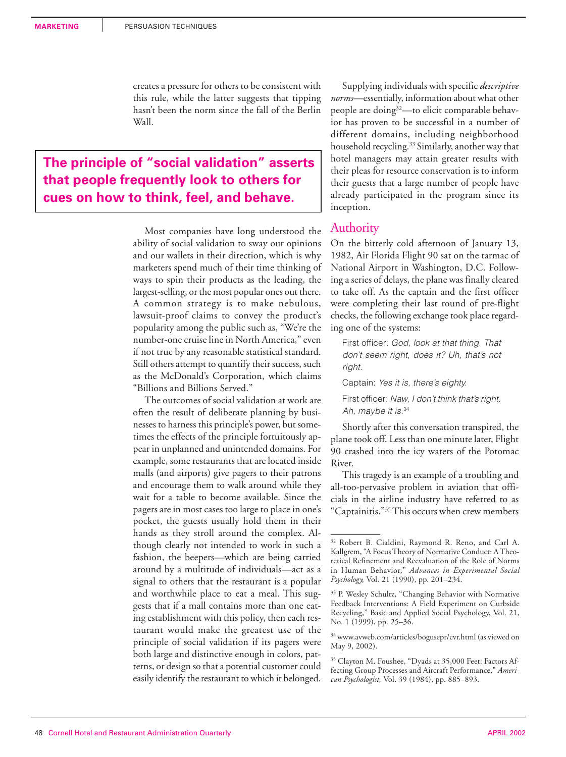creates a pressure for others to be consistent with this rule, while the latter suggests that tipping hasn't been the norm since the fall of the Berlin Wall.

**The principle of "social validation" asserts that people frequently look to others for cues on how to think, feel, and behave.**

Most companies have long understood the ability of social validation to sway our opinions and our wallets in their direction, which is why marketers spend much of their time thinking of ways to spin their products as the leading, the largest-selling, or the most popular ones out there. A common strategy is to make nebulous, lawsuit-proof claims to convey the product's popularity among the public such as, "We're the number-one cruise line in North America," even if not true by any reasonable statistical standard. Still others attempt to quantify their success, such as the McDonald's Corporation, which claims "Billions and Billions Served."

The outcomes of social validation at work are often the result of deliberate planning by businesses to harness this principle's power, but sometimes the effects of the principle fortuitously appear in unplanned and unintended domains. For example, some restaurants that are located inside malls (and airports) give pagers to their patrons and encourage them to walk around while they wait for a table to become available. Since the pagers are in most cases too large to place in one's pocket, the guests usually hold them in their hands as they stroll around the complex. Although clearly not intended to work in such a fashion, the beepers—which are being carried around by a multitude of individuals—act as a signal to others that the restaurant is a popular and worthwhile place to eat a meal. This suggests that if a mall contains more than one eating establishment with this policy, then each restaurant would make the greatest use of the principle of social validation if its pagers were both large and distinctive enough in colors, patterns, or design so that a potential customer could easily identify the restaurant to which it belonged.

Supplying individuals with specific *descriptive norms*—essentially, information about what other people are doing[32]—to elicit comparable behavior has proven to be successful in a number of different domains, including neighborhood household recycling.[33] Similarly, another way that hotel managers may attain greater results with their pleas for resource conservation is to inform their guests that a large number of people have already participated in the program since its inception.

## Authority

On the bitterly cold afternoon of January 13, 1982, Air Florida Flight 90 sat on the tarmac of National Airport in Washington, D.C. Following a series of delays, the plane was finally cleared to take off. As the captain and the first officer were completing their last round of pre-flight checks, the following exchange took place regarding one of the systems:

> First officer: *God, look at that thing. That don't seem right, does it? Uh, that's not right.*
>
> Captain: *Yes it is, there's eighty.*
>
> First officer: *Naw, I don't think that's right. Ah, maybe it is.*[34]

Shortly after this conversation transpired, the plane took off. Less than one minute later, Flight 90 crashed into the icy waters of the Potomac River.

This tragedy is an example of a troubling and all-too-pervasive problem in aviation that officials in the airline industry have referred to as "Captainitis."[35] This occurs when crew members

---

[32] Robert B. Cialdini, Raymond R. Reno, and Carl A. Kallgren, "A Focus Theory of Normative Conduct: A Theoretical Refinement and Reevaluation of the Role of Norms in Human Behavior," *Advances in Experimental Social Psychology,* Vol. 21 (1990), pp. 201–234.

[33] P. Wesley Schultz, "Changing Behavior with Normative Feedback Interventions: A Field Experiment on Curbside Recycling," Basic and Applied Social Psychology, Vol. 21, No. 1 (1999), pp. 25–36.

[34] www.avweb.com/articles/bogusepr/cvr.html (as viewed on May 9, 2002).

[35] Clayton M. Foushee, "Dyads at 35,000 Feet: Factors Affecting Group Processes and Aircraft Performance," *American Psychologist,* Vol. 39 (1984), pp. 885–893.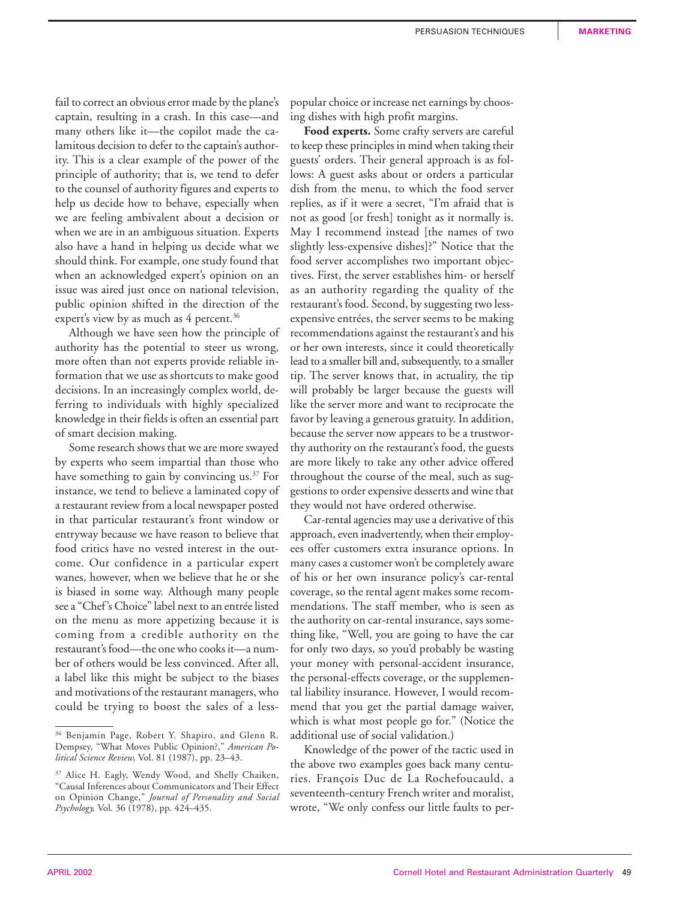fail to correct an obvious error made by the plane's captain, resulting in a crash. In this case—and many others like it—the copilot made the calamitous decision to defer to the captain's authority. This is a clear example of the power of the principle of authority; that is, we tend to defer to the counsel of authority figures and experts to help us decide how to behave, especially when we are feeling ambivalent about a decision or when we are in an ambiguous situation. Experts also have a hand in helping us decide what we should think. For example, one study found that when an acknowledged expert's opinion on an issue was aired just once on national television, public opinion shifted in the direction of the expert's view by as much as 4 percent.[36]

Although we have seen how the principle of authority has the potential to steer us wrong, more often than not experts provide reliable information that we use as shortcuts to make good decisions. In an increasingly complex world, deferring to individuals with highly specialized knowledge in their fields is often an essential part of smart decision making.

Some research shows that we are more swayed by experts who seem impartial than those who have something to gain by convincing us.[37] For instance, we tend to believe a laminated copy of a restaurant review from a local newspaper posted in that particular restaurant's front window or entryway because we have reason to believe that food critics have no vested interest in the outcome. Our confidence in a particular expert wanes, however, when we believe that he or she is biased in some way. Although many people see a "Chef's Choice" label next to an entrée listed on the menu as more appetizing because it is coming from a credible authority on the restaurant's food—the one who cooks it—a number of others would be less convinced. After all, a label like this might be subject to the biases and motivations of the restaurant managers, who could be trying to boost the sales of a less-popular choice or increase net earnings by choosing dishes with high profit margins.

**Food experts.** Some crafty servers are careful to keep these principles in mind when taking their guests' orders. Their general approach is as follows: A guest asks about or orders a particular dish from the menu, to which the food server replies, as if it were a secret, "I'm afraid that is not as good [or fresh] tonight as it normally is. May I recommend instead [the names of two slightly less-expensive dishes]?" Notice that the food server accomplishes two important objectives. First, the server establishes him- or herself as an authority regarding the quality of the restaurant's food. Second, by suggesting two less-expensive entrées, the server seems to be making recommendations against the restaurant's and his or her own interests, since it could theoretically lead to a smaller bill and, subsequently, to a smaller tip. The server knows that, in actuality, the tip will probably be larger because the guests will like the server more and want to reciprocate the favor by leaving a generous gratuity. In addition, because the server now appears to be a trustworthy authority on the restaurant's food, the guests are more likely to take any other advice offered throughout the course of the meal, such as suggestions to order expensive desserts and wine that they would not have ordered otherwise.

Car-rental agencies may use a derivative of this approach, even inadvertently, when their employees offer customers extra insurance options. In many cases a customer won't be completely aware of his or her own insurance policy's car-rental coverage, so the rental agent makes some recommendations. The staff member, who is seen as the authority on car-rental insurance, says something like, "Well, you are going to have the car for only two days, so you'd probably be wasting your money with personal-accident insurance, the personal-effects coverage, or the supplemental liability insurance. However, I would recommend that you get the partial damage waiver, which is what most people go for." (Notice the additional use of social validation.)

Knowledge of the power of the tactic used in the above two examples goes back many centuries. François Duc de La Rochefoucauld, a seventeenth-century French writer and moralist, wrote, "We only confess our little faults to per-

---

[36] Benjamin Page, Robert Y. Shapiro, and Glenn R. Dempsey, "What Moves Public Opinion?," *American Political Science Review,* Vol. 81 (1987), pp. 23–43.

[37] Alice H. Eagly, Wendy Wood, and Shelly Chaiken, "Causal Inferences about Communicators and Their Effect on Opinion Change," *Journal of Personality and Social Psychology,* Vol. 36 (1978), pp. 424–435.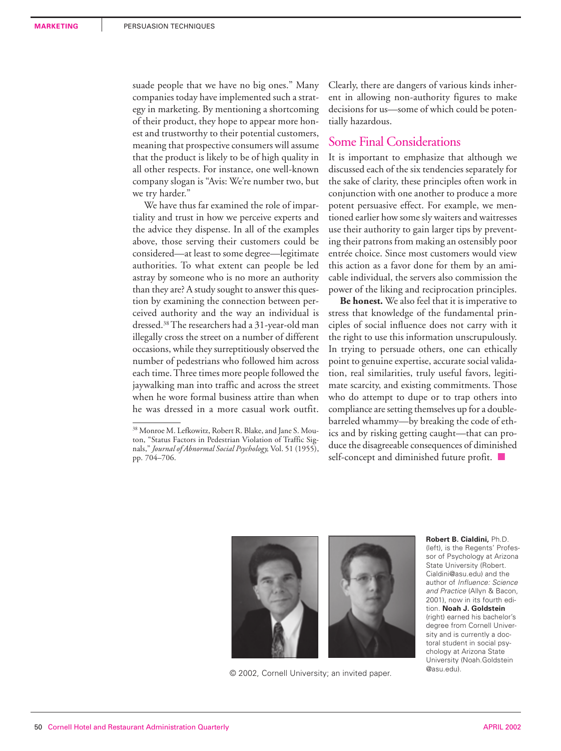suade people that we have no big ones." Many companies today have implemented such a strategy in marketing. By mentioning a shortcoming of their product, they hope to appear more honest and trustworthy to their potential customers, meaning that prospective consumers will assume that the product is likely to be of high quality in all other respects. For instance, one well-known company slogan is "Avis: We're number two, but we try harder."

We have thus far examined the role of impartiality and trust in how we perceive experts and the advice they dispense. In all of the examples above, those serving their customers could be considered—at least to some degree—legitimate authorities. To what extent can people be led astray by someone who is no more an authority than they are? A study sought to answer this question by examining the connection between perceived authority and the way an individual is dressed.[38] The researchers had a 31-year-old man illegally cross the street on a number of different occasions, while they surreptitiously observed the number of pedestrians who followed him across each time. Three times more people followed the jaywalking man into traffic and across the street when he wore formal business attire than when he was dressed in a more casual work outfit. Clearly, there are dangers of various kinds inherent in allowing non-authority figures to make decisions for us—some of which could be potentially hazardous.

## Some Final Considerations

It is important to emphasize that although we discussed each of the six tendencies separately for the sake of clarity, these principles often work in conjunction with one another to produce a more potent persuasive effect. For example, we mentioned earlier how some sly waiters and waitresses use their authority to gain larger tips by preventing their patrons from making an ostensibly poor entrée choice. Since most customers would view this action as a favor done for them by an amicable individual, the servers also commission the power of the liking and reciprocation principles.

**Be honest.** We also feel that it is imperative to stress that knowledge of the fundamental principles of social influence does not carry with it the right to use this information unscrupulously. In trying to persuade others, one can ethically point to genuine expertise, accurate social validation, real similarities, truly useful favors, legitimate scarcity, and existing commitments. Those who do attempt to dupe or to trap others into compliance are setting themselves up for a double-barreled whammy—by breaking the code of ethics and by risking getting caught—that can produce the disagreeable consequences of diminished self-concept and diminished future profit.

---

[38] Monroe M. Lefkowitz, Robert R. Blake, and Jane S. Mouton, "Status Factors in Pedestrian Violation of Traffic Signals," *Journal of Abnormal Social Psychology,* Vol. 51 (1955), pp. 704–706.

**Robert B. Cialdini,** Ph.D. (left), is the Regents' Professor of Psychology at Arizona State University (Robert.Cialdini@asu.edu) and the author of *Influence: Science and Practice* (Allyn & Bacon, 2001), now in its fourth edition. **Noah J. Goldstein** (right) earned his bachelor's degree from Cornell University and is currently a doctoral student in social psychology at Arizona State University (Noah.Goldstein@asu.edu).

© 2002, Cornell University; an invited paper.